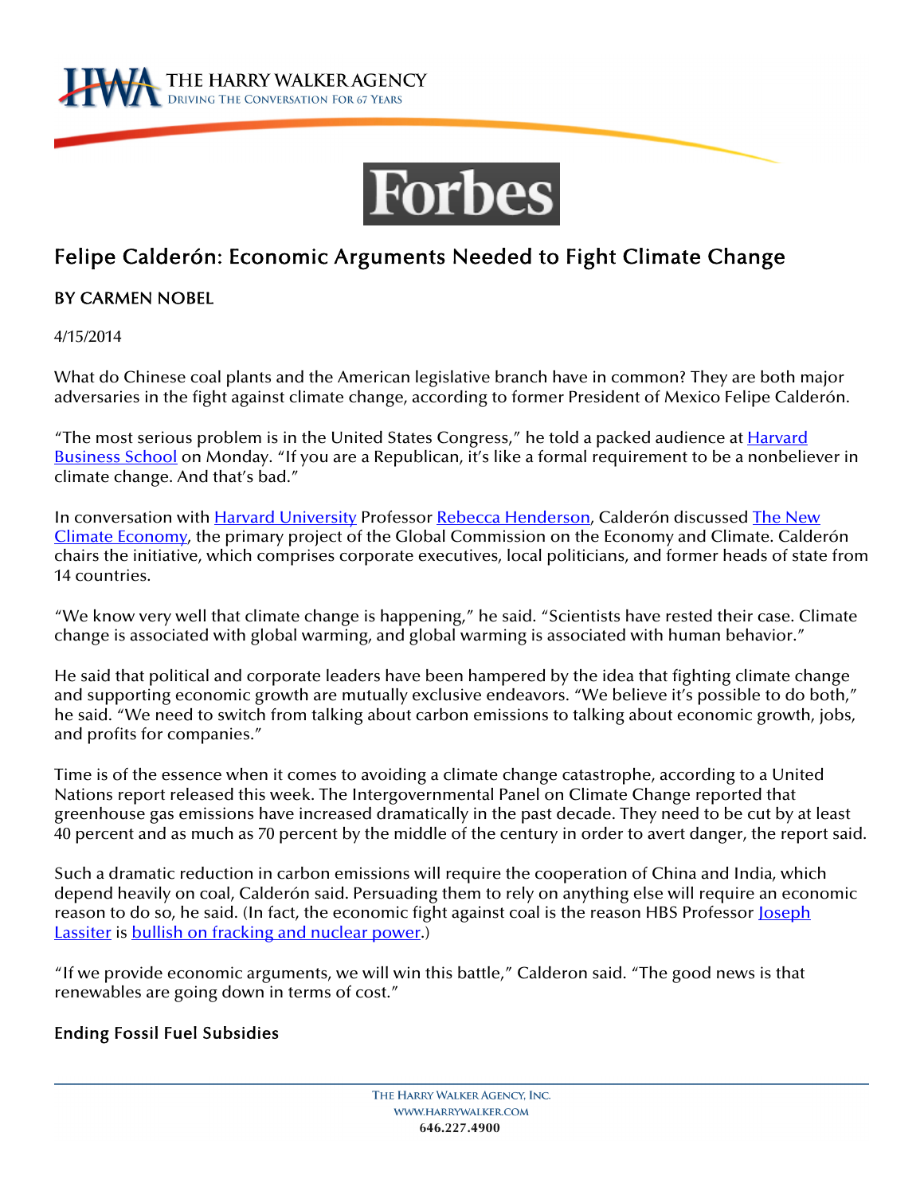THE HARRY WALKER AGENCY
DRIVING THE CONVERSATION FOR 67 YEARS

Forbes

# Felipe Calderón: Economic Arguments Needed to Fight Climate Change

**BY CARMEN NOBEL**

4/15/2014

What do Chinese coal plants and the American legislative branch have in common? They are both major adversaries in the fight against climate change, according to former President of Mexico Felipe Calderón.

"The most serious problem is in the United States Congress," he told a packed audience at Harvard Business School on Monday. "If you are a Republican, it's like a formal requirement to be a nonbeliever in climate change. And that's bad."

In conversation with Harvard University Professor Rebecca Henderson, Calderón discussed The New Climate Economy, the primary project of the Global Commission on the Economy and Climate. Calderón chairs the initiative, which comprises corporate executives, local politicians, and former heads of state from 14 countries.

"We know very well that climate change is happening," he said. "Scientists have rested their case. Climate change is associated with global warming, and global warming is associated with human behavior."

He said that political and corporate leaders have been hampered by the idea that fighting climate change and supporting economic growth are mutually exclusive endeavors. "We believe it's possible to do both," he said. "We need to switch from talking about carbon emissions to talking about economic growth, jobs, and profits for companies."

Time is of the essence when it comes to avoiding a climate change catastrophe, according to a United Nations report released this week. The Intergovernmental Panel on Climate Change reported that greenhouse gas emissions have increased dramatically in the past decade. They need to be cut by at least 40 percent and as much as 70 percent by the middle of the century in order to avert danger, the report said.

Such a dramatic reduction in carbon emissions will require the cooperation of China and India, which depend heavily on coal, Calderón said. Persuading them to rely on anything else will require an economic reason to do so, he said. (In fact, the economic fight against coal is the reason HBS Professor Joseph Lassiter is bullish on fracking and nuclear power.)

"If we provide economic arguments, we will win this battle," Calderon said. "The good news is that renewables are going down in terms of cost."

## Ending Fossil Fuel Subsidies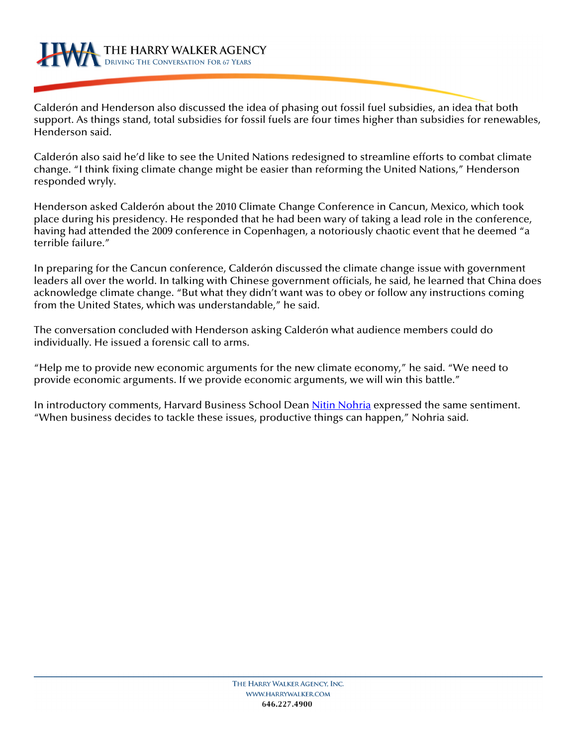Calderón and Henderson also discussed the idea of phasing out fossil fuel subsidies, an idea that both support. As things stand, total subsidies for fossil fuels are four times higher than subsidies for renewables, Henderson said.

Calderón also said he'd like to see the United Nations redesigned to streamline efforts to combat climate change. "I think fixing climate change might be easier than reforming the United Nations," Henderson responded wryly.

Henderson asked Calderón about the 2010 Climate Change Conference in Cancun, Mexico, which took place during his presidency. He responded that he had been wary of taking a lead role in the conference, having had attended the 2009 conference in Copenhagen, a notoriously chaotic event that he deemed "a terrible failure."

In preparing for the Cancun conference, Calderón discussed the climate change issue with government leaders all over the world. In talking with Chinese government officials, he said, he learned that China does acknowledge climate change. "But what they didn't want was to obey or follow any instructions coming from the United States, which was understandable," he said.

The conversation concluded with Henderson asking Calderón what audience members could do individually. He issued a forensic call to arms.

"Help me to provide new economic arguments for the new climate economy," he said. "We need to provide economic arguments. If we provide economic arguments, we will win this battle."

In introductory comments, Harvard Business School Dean Nitin Nohria expressed the same sentiment. "When business decides to tackle these issues, productive things can happen," Nohria said.